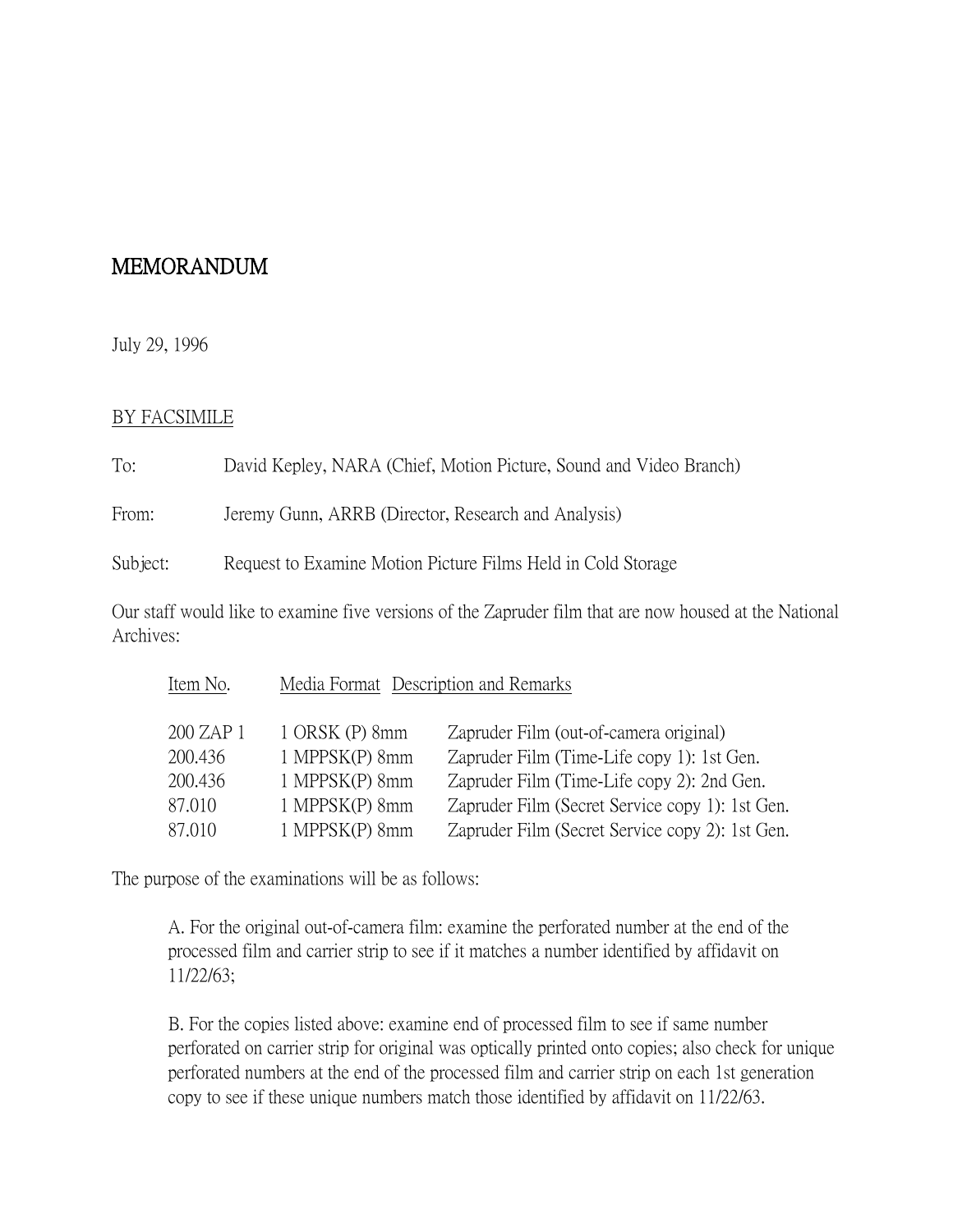# MEMORANDUM

July 29, 1996

BY FACSIMILE

To: David Kepley, NARA (Chief, Motion Picture, Sound and Video Branch)

From: Jeremy Gunn, ARRB (Director, Research and Analysis)

Subject: Request to Examine Motion Picture Films Held in Cold Storage

Our staff would like to examine five versions of the Zapruder film that are now housed at the National Archives:

| Item No. | Media Format | Description and Remarks |
|---|---|---|
| 200 ZAP 1 | 1 ORSK (P) 8mm | Zapruder Film (out-of-camera original) |
| 200.436 | 1 MPPSK(P) 8mm | Zapruder Film (Time-Life copy 1): 1st Gen. |
| 200.436 | 1 MPPSK(P) 8mm | Zapruder Film (Time-Life copy 2): 2nd Gen. |
| 87.010 | 1 MPPSK(P) 8mm | Zapruder Film (Secret Service copy 1): 1st Gen. |
| 87.010 | 1 MPPSK(P) 8mm | Zapruder Film (Secret Service copy 2): 1st Gen. |

The purpose of the examinations will be as follows:

A. For the original out-of-camera film: examine the perforated number at the end of the processed film and carrier strip to see if it matches a number identified by affidavit on 11/22/63;

B. For the copies listed above: examine end of processed film to see if same number perforated on carrier strip for original was optically printed onto copies; also check for unique perforated numbers at the end of the processed film and carrier strip on each 1st generation copy to see if these unique numbers match those identified by affidavit on 11/22/63.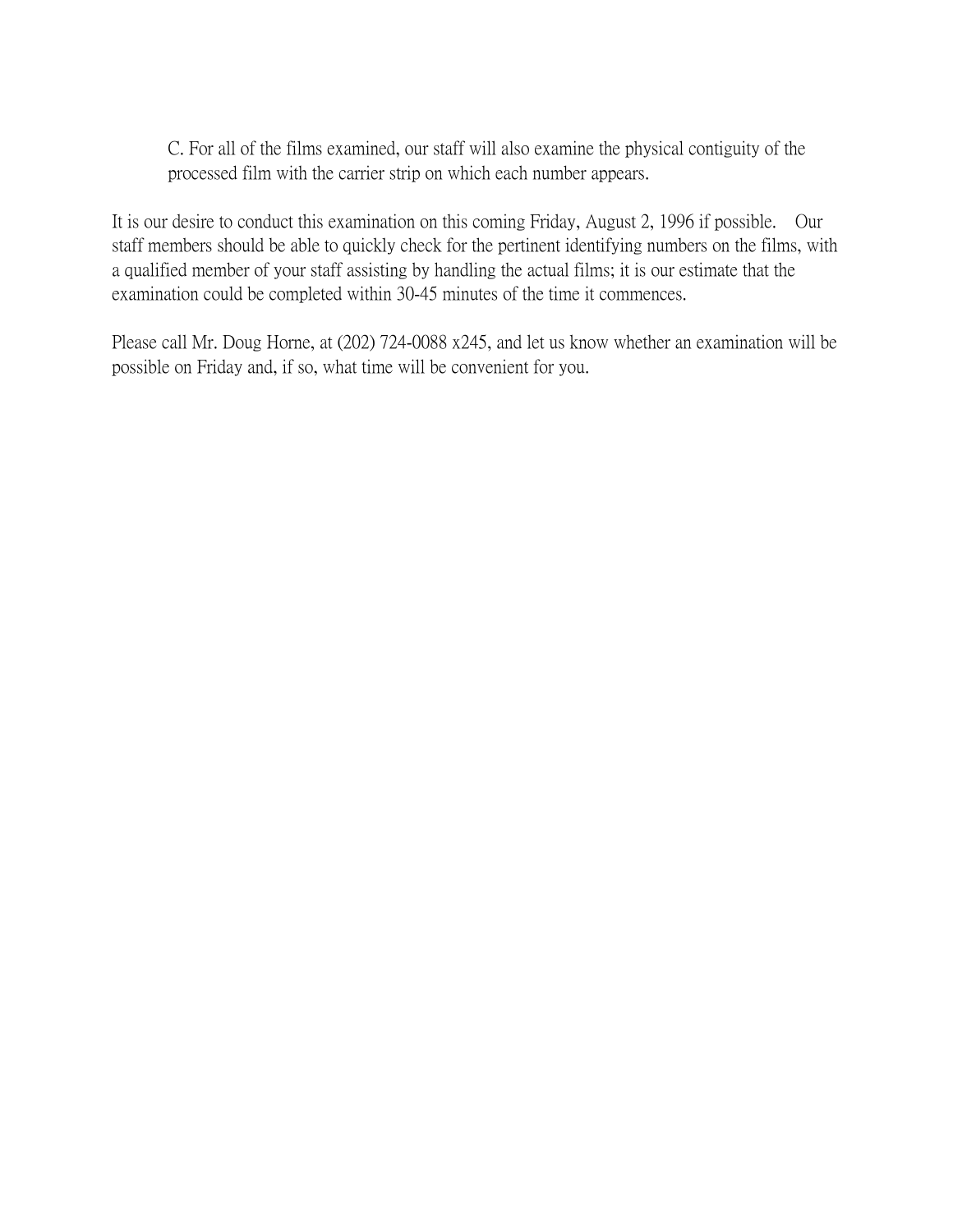C. For all of the films examined, our staff will also examine the physical contiguity of the processed film with the carrier strip on which each number appears.

It is our desire to conduct this examination on this coming Friday, August 2, 1996 if possible. Our staff members should be able to quickly check for the pertinent identifying numbers on the films, with a qualified member of your staff assisting by handling the actual films; it is our estimate that the examination could be completed within 30-45 minutes of the time it commences.

Please call Mr. Doug Horne, at (202) 724-0088 x245, and let us know whether an examination will be possible on Friday and, if so, what time will be convenient for you.